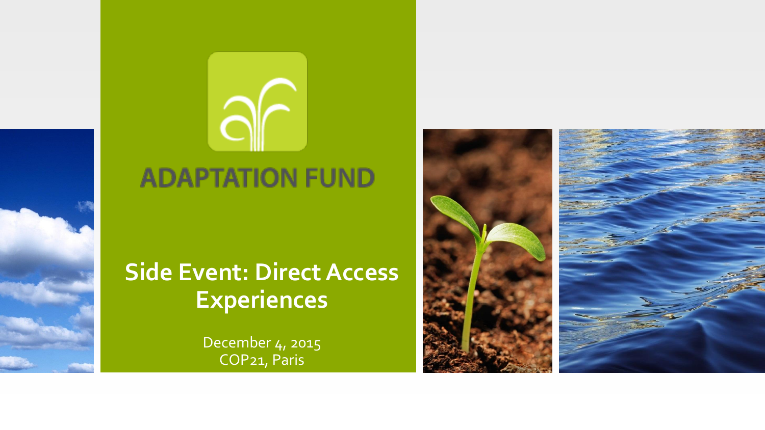ADAPTATION FUND

# Side Event: Direct Access Experiences

December 4, 2015
COP21, Paris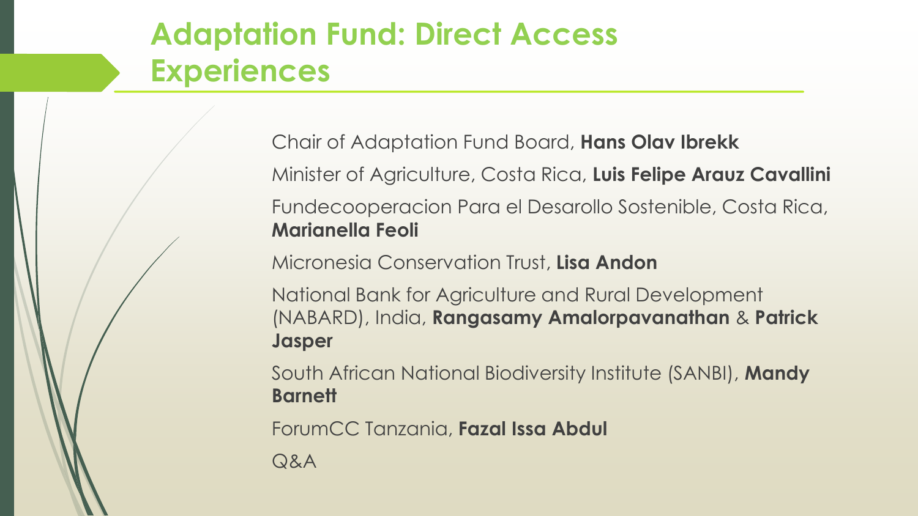# Adaptation Fund: Direct Access Experiences

Chair of Adaptation Fund Board, **Hans Olav Ibrekk**

Minister of Agriculture, Costa Rica, **Luis Felipe Arauz Cavallini**

Fundecooperacion Para el Desarollo Sostenible, Costa Rica, **Marianella Feoli**

Micronesia Conservation Trust, **Lisa Andon**

National Bank for Agriculture and Rural Development (NABARD), India, **Rangasamy Amalorpavanathan** & **Patrick Jasper**

South African National Biodiversity Institute (SANBI), **Mandy Barnett**

ForumCC Tanzania, **Fazal Issa Abdul**

Q&A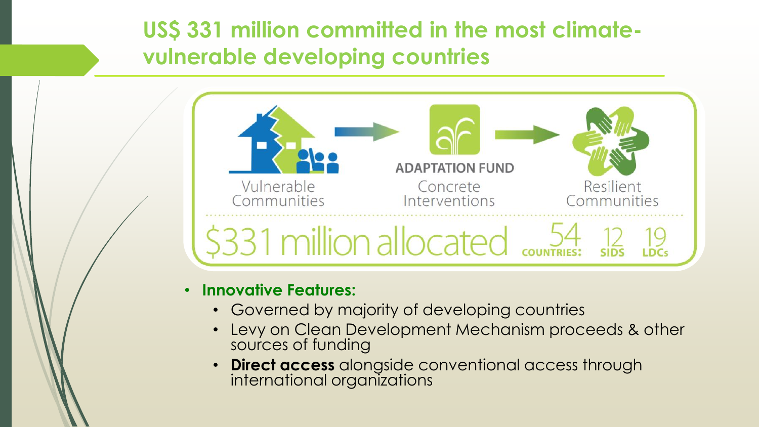# US$ 331 million committed in the most climate-vulnerable developing countries

Vulnerable Communities → ADAPTATION FUND Concrete Interventions → Resilient Communities

$331 million allocated — COUNTRIES: 54 | SIDS: 12 | LDCs: 19

- **Innovative Features:**
  - Governed by majority of developing countries
  - Levy on Clean Development Mechanism proceeds & other sources of funding
  - **Direct access** alongside conventional access through international organizations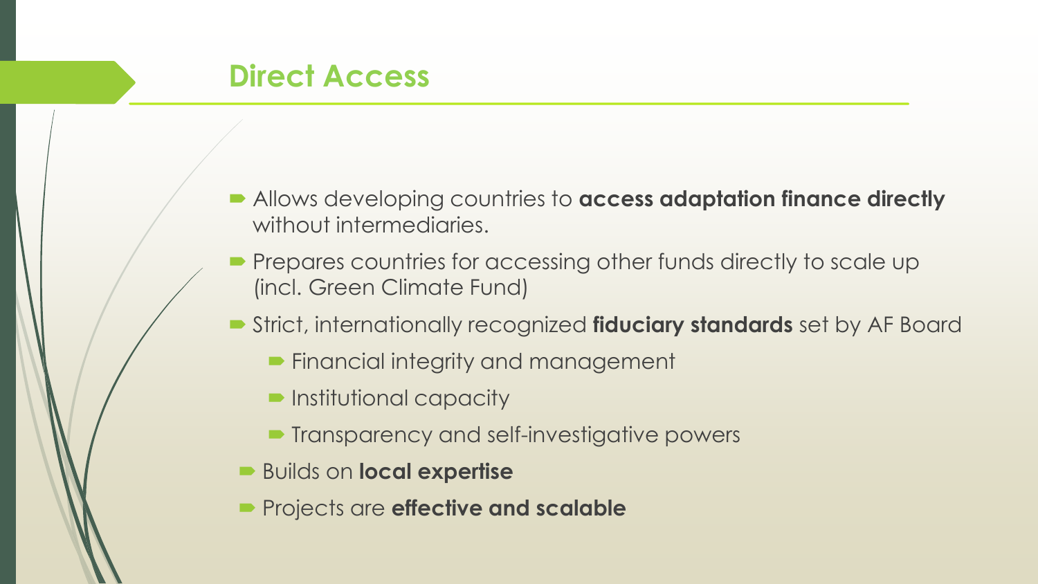## Direct Access

- Allows developing countries to **access adaptation finance directly** without intermediaries.
- Prepares countries for accessing other funds directly to scale up (incl. Green Climate Fund)
- Strict, internationally recognized **fiduciary standards** set by AF Board
  - Financial integrity and management
  - Institutional capacity
  - Transparency and self-investigative powers
- Builds on **local expertise**
- Projects are **effective and scalable**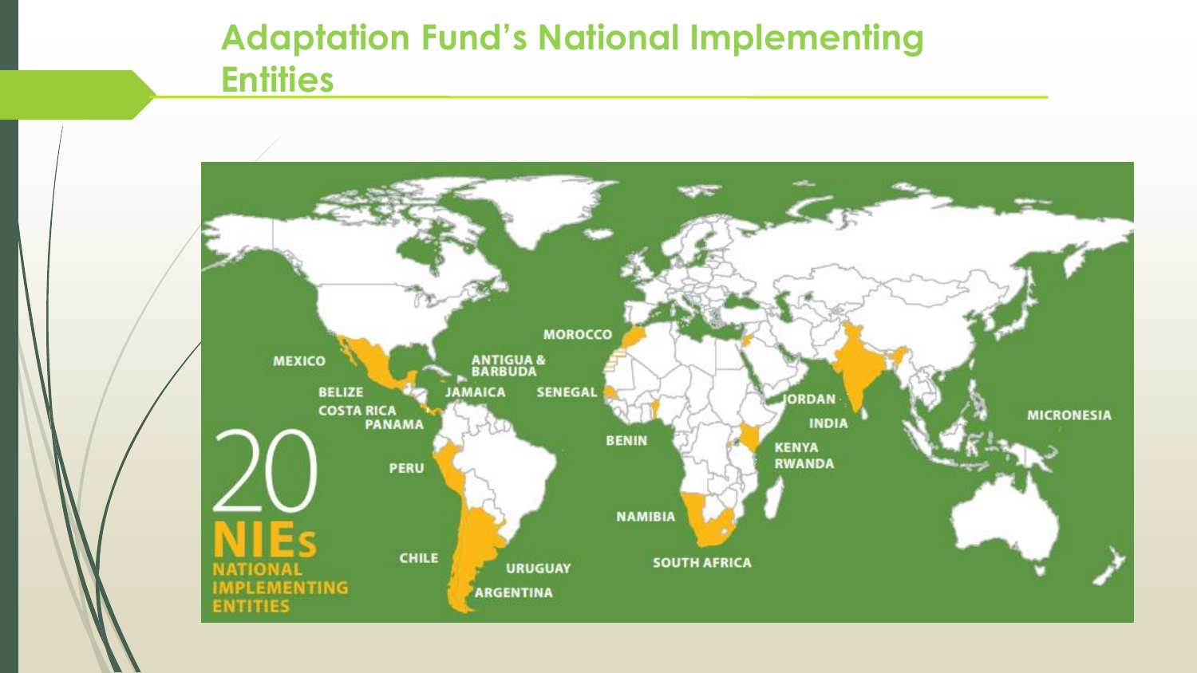# Adaptation Fund's National Implementing Entities

MEXICO

BELIZE

COSTA RICA

PANAMA

ANTIGUA & BARBUDA

JAMAICA

PERU

CHILE

URUGUAY

ARGENTINA

MOROCCO

SENEGAL

BENIN

NAMIBIA

SOUTH AFRICA

JORDAN

INDIA

KENYA

RWANDA

MICRONESIA

20 NIEs NATIONAL IMPLEMENTING ENTITIES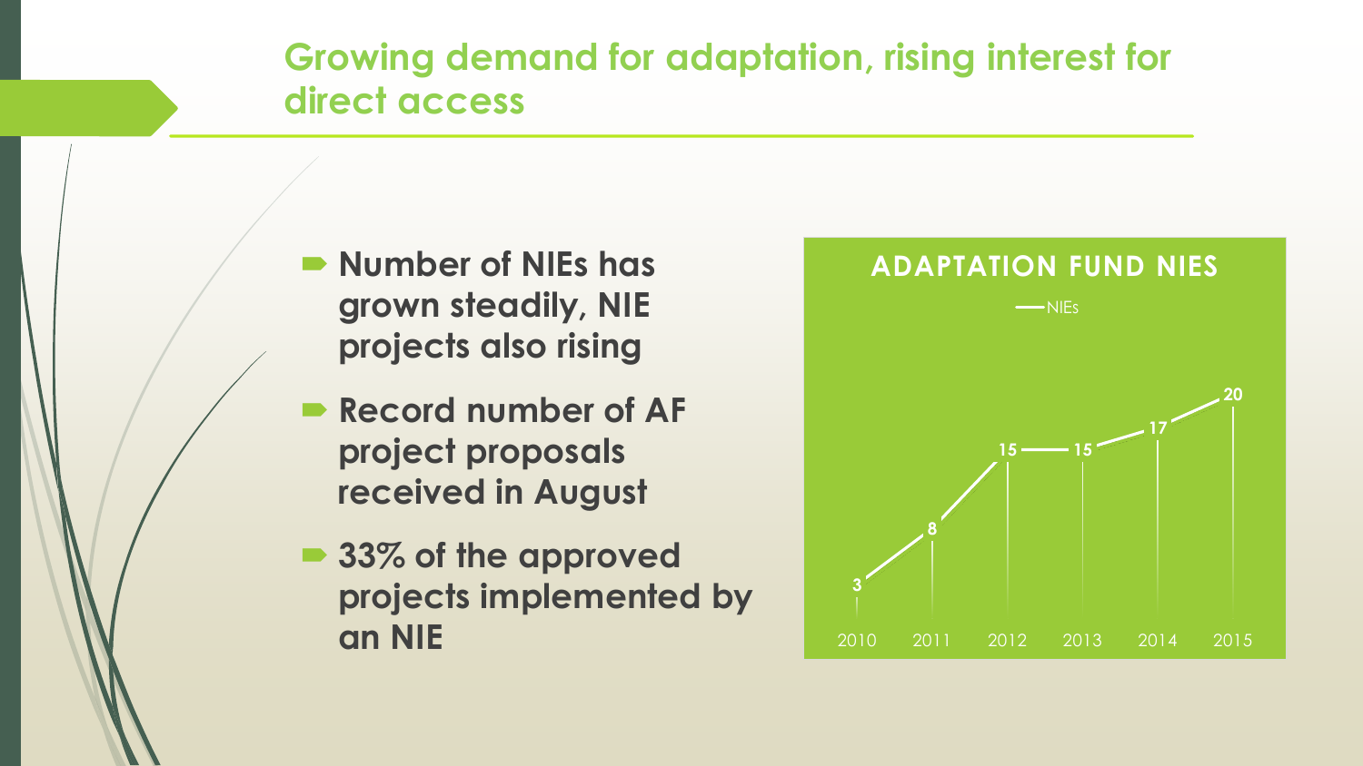## Growing demand for adaptation, rising interest for direct access

- **Number of NIEs has grown steadily, NIE projects also rising**
- **Record number of AF project proposals received in August**
- **33% of the approved projects implemented by an NIE**

**ADAPTATION FUND NIES**

| Year | NIEs |
| --- | --- |
| 2010 | 3 |
| 2011 | 8 |
| 2012 | 15 |
| 2013 | 15 |
| 2014 | 17 |
| 2015 | 20 |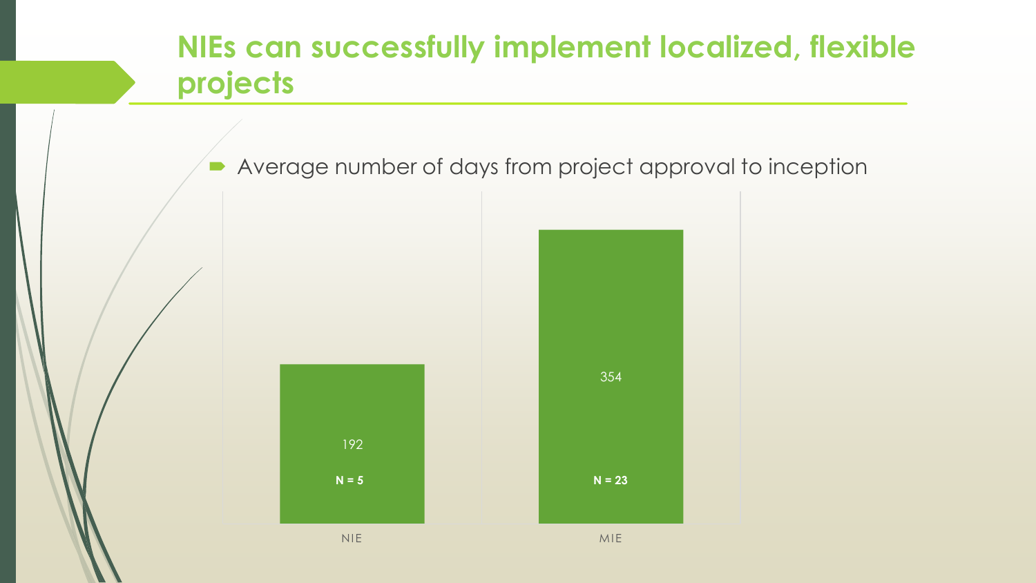# NIEs can successfully implement localized, flexible projects

- Average number of days from project approval to inception

| | NIE | MIE |
|---|---|---|
| Average days | 192 | 354 |
| N | N = 5 | N = 23 |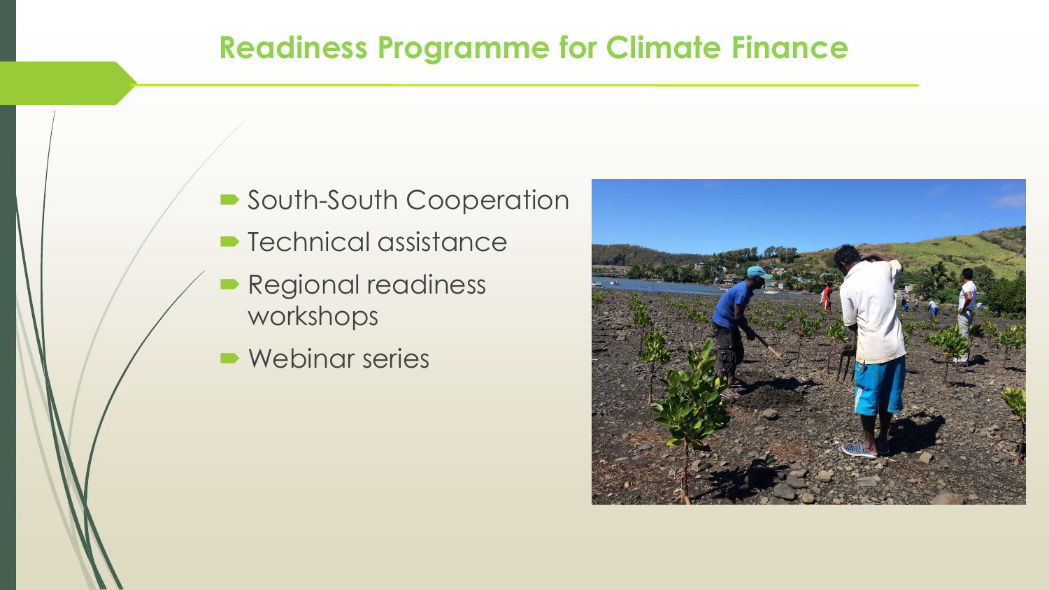# Readiness Programme for Climate Finance

- South-South Cooperation
- Technical assistance
- Regional readiness workshops
- Webinar series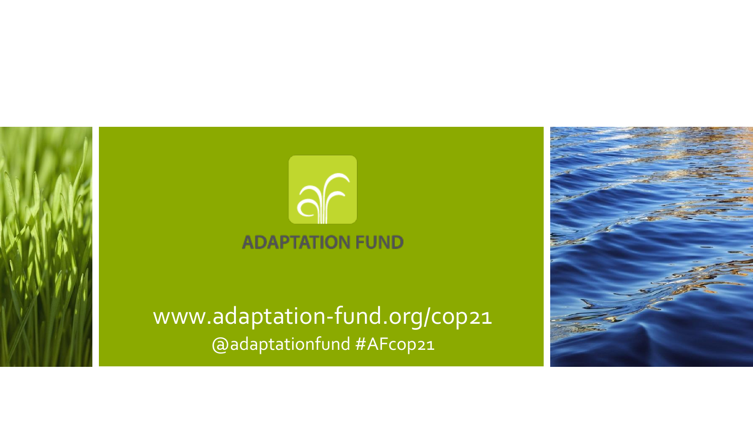ADAPTATION FUND

www.adaptation-fund.org/cop21
@adaptationfund #AFcop21